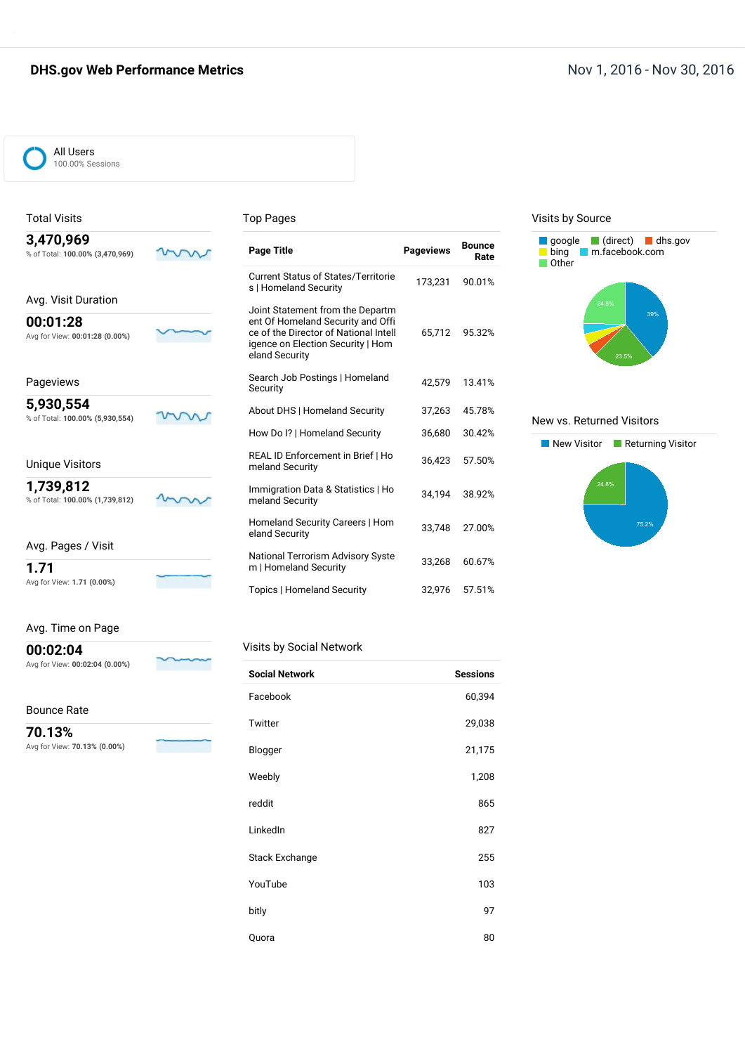# DHS.gov Web Performance Metrics

Nov 1, 2016 - Nov 30, 2016

All Users
100.00% Sessions

## Total Visits

**3,470,969**
% of Total: **100.00% (3,470,969)**

## Avg. Visit Duration

**00:01:28**
Avg for View: **00:01:28 (0.00%)**

## Pageviews

**5,930,554**
% of Total: **100.00% (5,930,554)**

## Unique Visitors

**1,739,812**
% of Total: **100.00% (1,739,812)**

## Avg. Pages / Visit

**1.71**
Avg for View: **1.71 (0.00%)**

## Avg. Time on Page

**00:02:04**
Avg for View: **00:02:04 (0.00%)**

## Bounce Rate

**70.13%**
Avg for View: **70.13% (0.00%)**

## Top Pages

| Page Title | Pageviews | Bounce Rate |
|---|---|---|
| Current Status of States/Territories \| Homeland Security | 173,231 | 90.01% |
| Joint Statement from the Department Of Homeland Security and Office of the Director of National Intelligence on Election Security \| Homeland Security | 65,712 | 95.32% |
| Search Job Postings \| Homeland Security | 42,579 | 13.41% |
| About DHS \| Homeland Security | 37,263 | 45.78% |
| How Do I? \| Homeland Security | 36,680 | 30.42% |
| REAL ID Enforcement in Brief \| Homeland Security | 36,423 | 57.50% |
| Immigration Data & Statistics \| Homeland Security | 34,194 | 38.92% |
| Homeland Security Careers \| Homeland Security | 33,748 | 27.00% |
| National Terrorism Advisory System \| Homeland Security | 33,268 | 60.67% |
| Topics \| Homeland Security | 32,976 | 57.51% |

## Visits by Social Network

| Social Network | Sessions |
|---|---|
| Facebook | 60,394 |
| Twitter | 29,038 |
| Blogger | 21,175 |
| Weebly | 1,208 |
| reddit | 865 |
| LinkedIn | 827 |
| Stack Exchange | 255 |
| YouTube | 103 |
| bitly | 97 |
| Quora | 80 |

## Visits by Source

google, (direct), dhs.gov, bing, m.facebook.com, Other

39%, 23.5%, 24.8%

## New vs. Returned Visitors

New Visitor, Returning Visitor

75.2%, 24.8%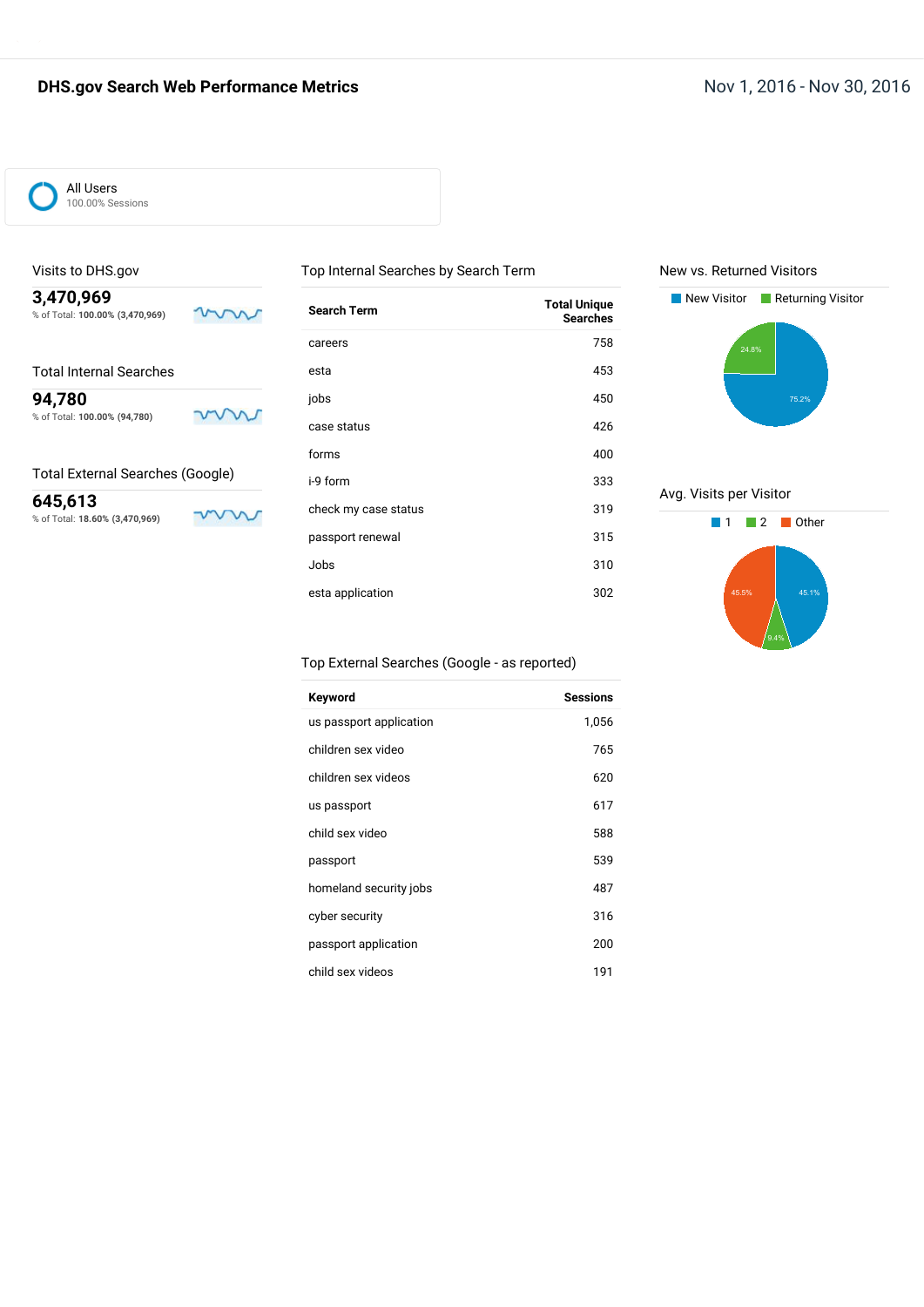# DHS.gov Search Web Performance Metrics

Nov 1, 2016 - Nov 30, 2016

All Users
100.00% Sessions

## Visits to DHS.gov

**3,470,969**
% of Total: **100.00% (3,470,969)**

## Total Internal Searches

**94,780**
% of Total: **100.00% (94,780)**

## Total External Searches (Google)

**645,613**
% of Total: **18.60% (3,470,969)**

## Top Internal Searches by Search Term

| Search Term | Total Unique Searches |
|---|---|
| careers | 758 |
| esta | 453 |
| jobs | 450 |
| case status | 426 |
| forms | 400 |
| i-9 form | 333 |
| check my case status | 319 |
| passport renewal | 315 |
| Jobs | 310 |
| esta application | 302 |

## Top External Searches (Google - as reported)

| Keyword | Sessions |
|---|---|
| us passport application | 1,056 |
| children sex video | 765 |
| children sex videos | 620 |
| us passport | 617 |
| child sex video | 588 |
| passport | 539 |
| homeland security jobs | 487 |
| cyber security | 316 |
| passport application | 200 |
| child sex videos | 191 |

## New vs. Returned Visitors

New Visitor: 75.2%
Returning Visitor: 24.8%

## Avg. Visits per Visitor

1: 45.1%
2: 9.4%
Other: 45.5%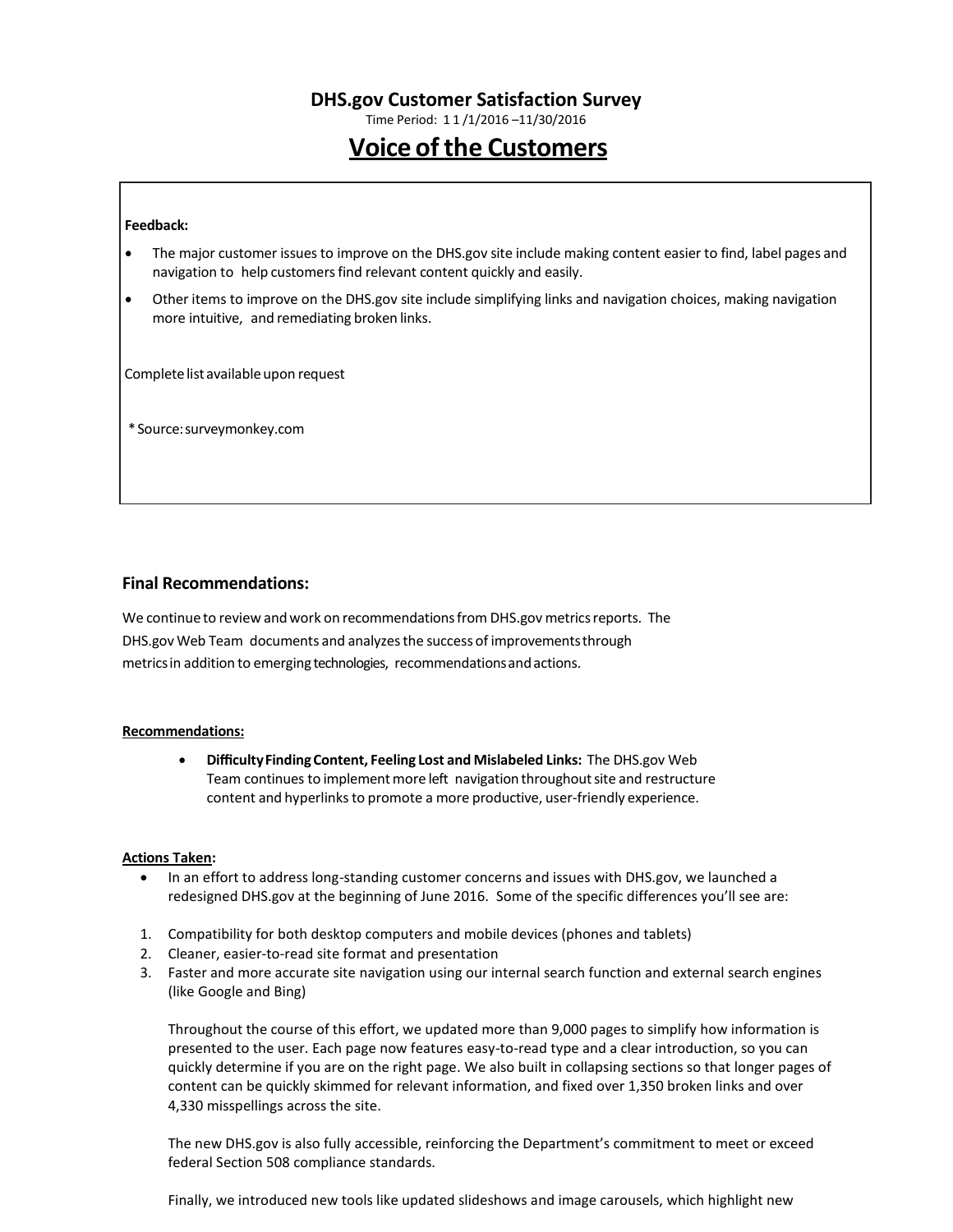# DHS.gov Customer Satisfaction Survey

Time Period: 1 1 /1/2016 –11/30/2016

## Voice of the Customers

**Feedback:**

- The major customer issues to improve on the DHS.gov site include making content easier to find, label pages and navigation to help customers find relevant content quickly and easily.
- Other items to improve on the DHS.gov site include simplifying links and navigation choices, making navigation more intuitive, and remediating broken links.

Complete list available upon request

* Source: surveymonkey.com

### Final Recommendations:

We continue to review and work on recommendations from DHS.gov metrics reports. The DHS.gov Web Team documents and analyzes the success of improvements through metrics in addition to emerging technologies, recommendations and actions.

**Recommendations:**

- **Difficulty Finding Content, Feeling Lost and Mislabeled Links:** The DHS.gov Web Team continues to implement more left navigation throughout site and restructure content and hyperlinks to promote a more productive, user-friendly experience.

**Actions Taken:**

- In an effort to address long-standing customer concerns and issues with DHS.gov, we launched a redesigned DHS.gov at the beginning of June 2016. Some of the specific differences you'll see are:

1. Compatibility for both desktop computers and mobile devices (phones and tablets)
2. Cleaner, easier-to-read site format and presentation
3. Faster and more accurate site navigation using our internal search function and external search engines (like Google and Bing)

Throughout the course of this effort, we updated more than 9,000 pages to simplify how information is presented to the user. Each page now features easy-to-read type and a clear introduction, so you can quickly determine if you are on the right page. We also built in collapsing sections so that longer pages of content can be quickly skimmed for relevant information, and fixed over 1,350 broken links and over 4,330 misspellings across the site.

The new DHS.gov is also fully accessible, reinforcing the Department's commitment to meet or exceed federal Section 508 compliance standards.

Finally, we introduced new tools like updated slideshows and image carousels, which highlight new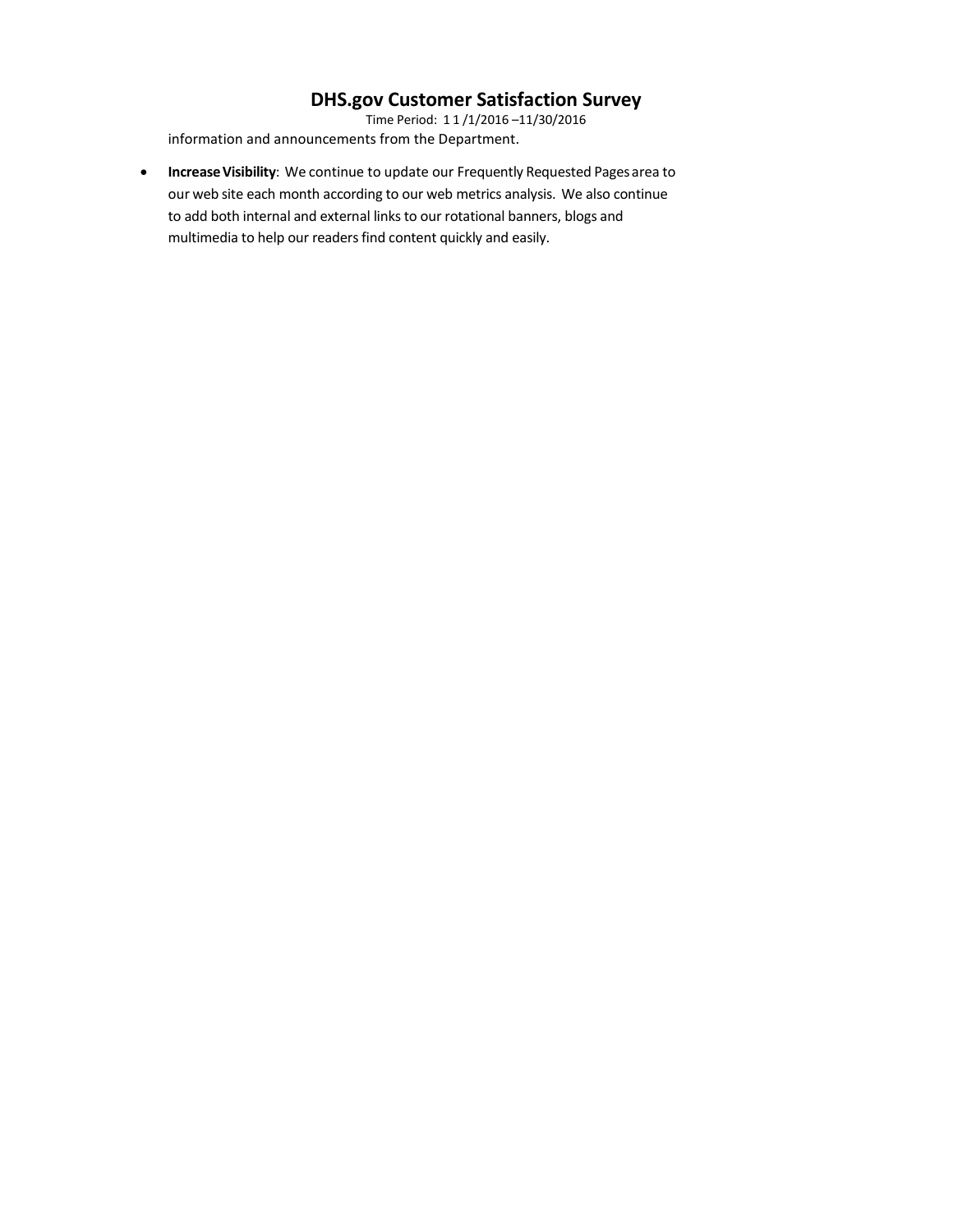information and announcements from the Department.

- **Increase Visibility**: We continue to update our Frequently Requested Pages area to our web site each month according to our web metrics analysis. We also continue to add both internal and external links to our rotational banners, blogs and multimedia to help our readers find content quickly and easily.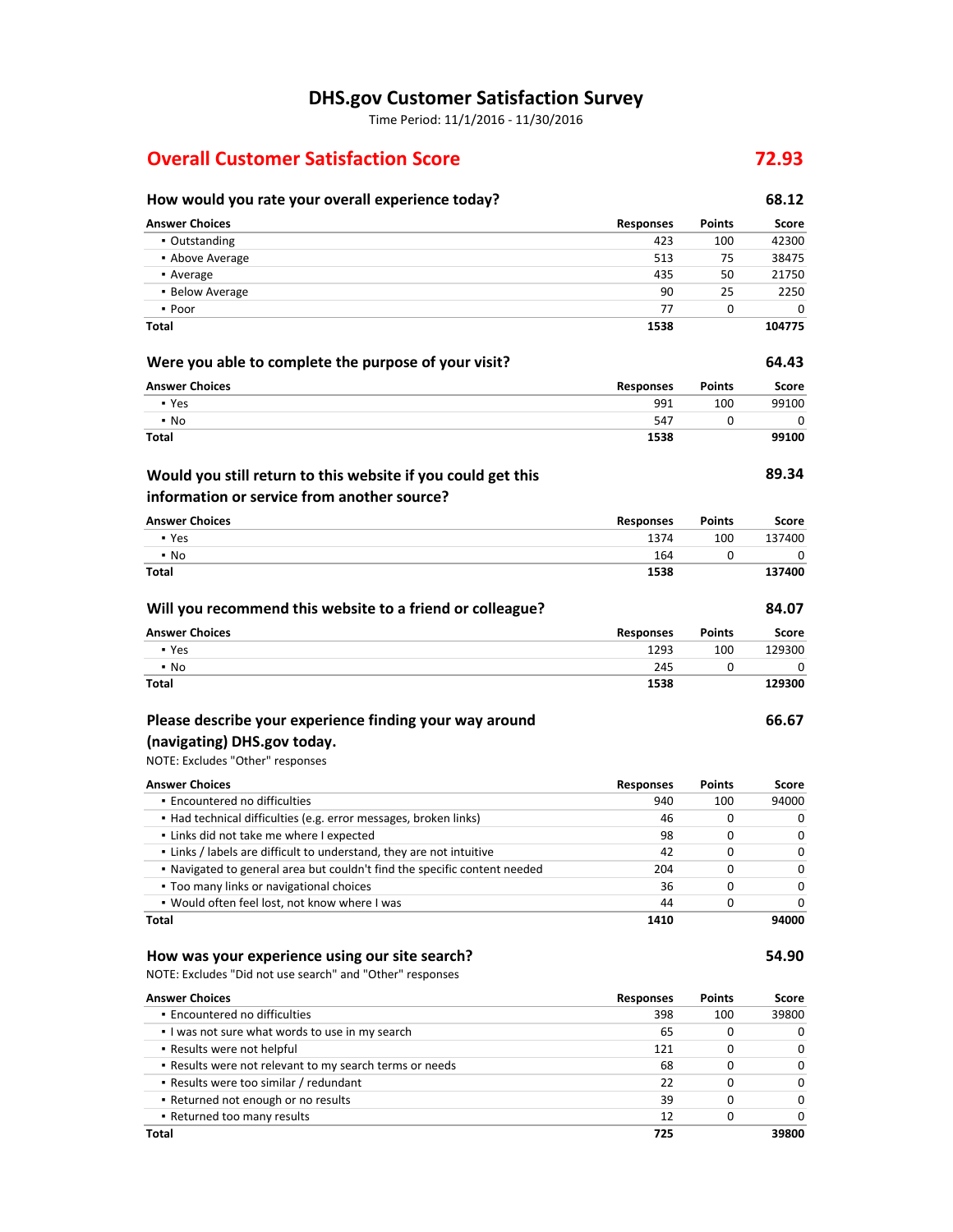# DHS.gov Customer Satisfaction Survey

Time Period: 11/1/2016 - 11/30/2016

## Overall Customer Satisfaction Score — 72.93

### How would you rate your overall experience today? — 68.12

| Answer Choices | Responses | Points | Score |
|---|---|---|---|
| ▪ Outstanding | 423 | 100 | 42300 |
| ▪ Above Average | 513 | 75 | 38475 |
| ▪ Average | 435 | 50 | 21750 |
| ▪ Below Average | 90 | 25 | 2250 |
| ▪ Poor | 77 | 0 | 0 |
| **Total** | **1538** | | **104775** |

### Were you able to complete the purpose of your visit? — 64.43

| Answer Choices | Responses | Points | Score |
|---|---|---|---|
| ▪ Yes | 991 | 100 | 99100 |
| ▪ No | 547 | 0 | 0 |
| **Total** | **1538** | | **99100** |

### Would you still return to this website if you could get this information or service from another source? — 89.34

| Answer Choices | Responses | Points | Score |
|---|---|---|---|
| ▪ Yes | 1374 | 100 | 137400 |
| ▪ No | 164 | 0 | 0 |
| **Total** | **1538** | | **137400** |

### Will you recommend this website to a friend or colleague? — 84.07

| Answer Choices | Responses | Points | Score |
|---|---|---|---|
| ▪ Yes | 1293 | 100 | 129300 |
| ▪ No | 245 | 0 | 0 |
| **Total** | **1538** | | **129300** |

### Please describe your experience finding your way around (navigating) DHS.gov today. — 66.67

NOTE: Excludes "Other" responses

| Answer Choices | Responses | Points | Score |
|---|---|---|---|
| ▪ Encountered no difficulties | 940 | 100 | 94000 |
| ▪ Had technical difficulties (e.g. error messages, broken links) | 46 | 0 | 0 |
| ▪ Links did not take me where I expected | 98 | 0 | 0 |
| ▪ Links / labels are difficult to understand, they are not intuitive | 42 | 0 | 0 |
| ▪ Navigated to general area but couldn't find the specific content needed | 204 | 0 | 0 |
| ▪ Too many links or navigational choices | 36 | 0 | 0 |
| ▪ Would often feel lost, not know where I was | 44 | 0 | 0 |
| **Total** | **1410** | | **94000** |

### How was your experience using our site search? — 54.90

NOTE: Excludes "Did not use search" and "Other" responses

| Answer Choices | Responses | Points | Score |
|---|---|---|---|
| ▪ Encountered no difficulties | 398 | 100 | 39800 |
| ▪ I was not sure what words to use in my search | 65 | 0 | 0 |
| ▪ Results were not helpful | 121 | 0 | 0 |
| ▪ Results were not relevant to my search terms or needs | 68 | 0 | 0 |
| ▪ Results were too similar / redundant | 22 | 0 | 0 |
| ▪ Returned not enough or no results | 39 | 0 | 0 |
| ▪ Returned too many results | 12 | 0 | 0 |
| **Total** | **725** | | **39800** |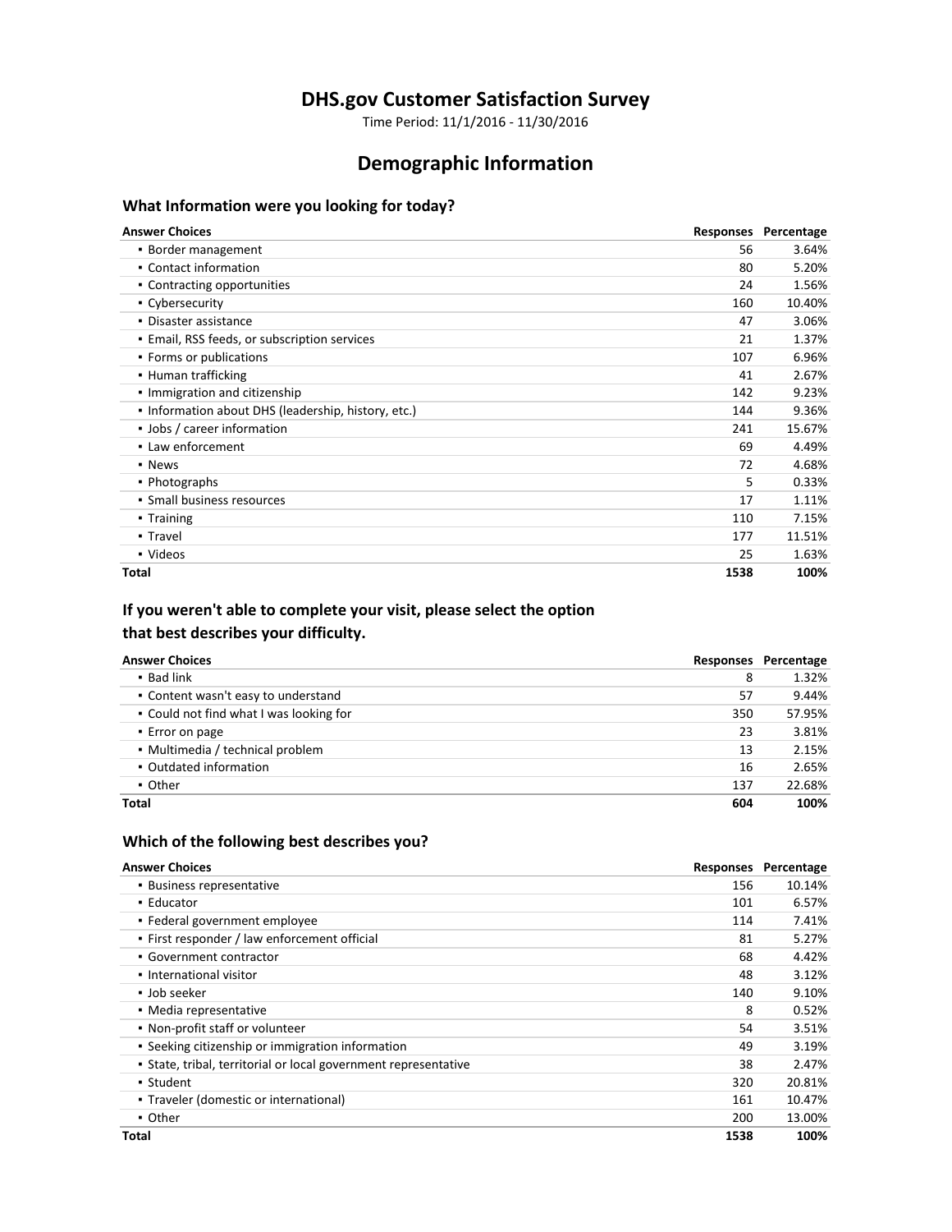# DHS.gov Customer Satisfaction Survey

Time Period: 11/1/2016 - 11/30/2016

## Demographic Information

### What Information were you looking for today?

| Answer Choices | Responses | Percentage |
|---|---|---|
| ▪ Border management | 56 | 3.64% |
| ▪ Contact information | 80 | 5.20% |
| ▪ Contracting opportunities | 24 | 1.56% |
| ▪ Cybersecurity | 160 | 10.40% |
| ▪ Disaster assistance | 47 | 3.06% |
| ▪ Email, RSS feeds, or subscription services | 21 | 1.37% |
| ▪ Forms or publications | 107 | 6.96% |
| ▪ Human trafficking | 41 | 2.67% |
| ▪ Immigration and citizenship | 142 | 9.23% |
| ▪ Information about DHS (leadership, history, etc.) | 144 | 9.36% |
| ▪ Jobs / career information | 241 | 15.67% |
| ▪ Law enforcement | 69 | 4.49% |
| ▪ News | 72 | 4.68% |
| ▪ Photographs | 5 | 0.33% |
| ▪ Small business resources | 17 | 1.11% |
| ▪ Training | 110 | 7.15% |
| ▪ Travel | 177 | 11.51% |
| ▪ Videos | 25 | 1.63% |
| **Total** | **1538** | **100%** |

### If you weren't able to complete your visit, please select the option that best describes your difficulty.

| Answer Choices | Responses | Percentage |
|---|---|---|
| ▪ Bad link | 8 | 1.32% |
| ▪ Content wasn't easy to understand | 57 | 9.44% |
| ▪ Could not find what I was looking for | 350 | 57.95% |
| ▪ Error on page | 23 | 3.81% |
| ▪ Multimedia / technical problem | 13 | 2.15% |
| ▪ Outdated information | 16 | 2.65% |
| ▪ Other | 137 | 22.68% |
| **Total** | **604** | **100%** |

### Which of the following best describes you?

| Answer Choices | Responses | Percentage |
|---|---|---|
| ▪ Business representative | 156 | 10.14% |
| ▪ Educator | 101 | 6.57% |
| ▪ Federal government employee | 114 | 7.41% |
| ▪ First responder / law enforcement official | 81 | 5.27% |
| ▪ Government contractor | 68 | 4.42% |
| ▪ International visitor | 48 | 3.12% |
| ▪ Job seeker | 140 | 9.10% |
| ▪ Media representative | 8 | 0.52% |
| ▪ Non-profit staff or volunteer | 54 | 3.51% |
| ▪ Seeking citizenship or immigration information | 49 | 3.19% |
| ▪ State, tribal, territorial or local government representative | 38 | 2.47% |
| ▪ Student | 320 | 20.81% |
| ▪ Traveler (domestic or international) | 161 | 10.47% |
| ▪ Other | 200 | 13.00% |
| **Total** | **1538** | **100%** |